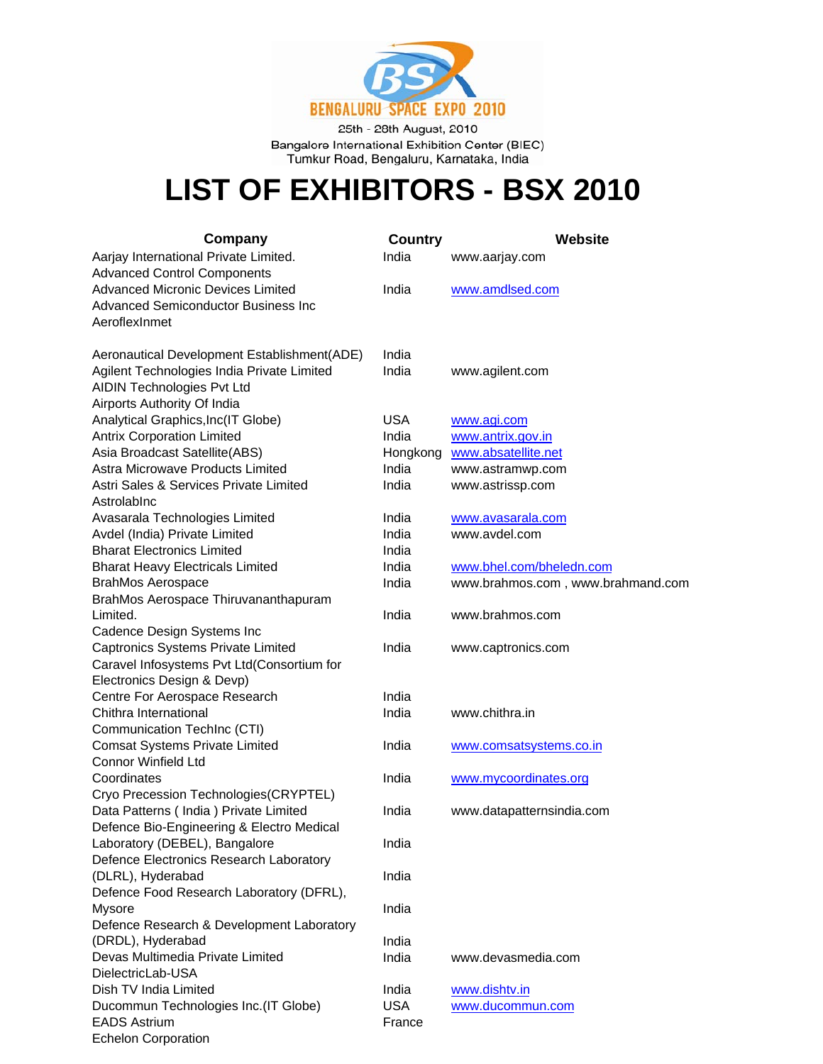BENGALURU SPACE EXPO 2010

25th - 28th August, 2010

Bangalore International Exhibition Center (BIEC)

Tumkur Road, Bengaluru, Karnataka, India

# LIST OF EXHIBITORS - BSX 2010

| Company | Country | Website |
|---|---|---|
| Aarjay International Private Limited. | India | www.aarjay.com |
| Advanced Control Components | | |
| Advanced Micronic Devices Limited | India | www.amdlsed.com |
| Advanced Semiconductor Business Inc | | |
| AeroflexInmet | | |
| Aeronautical Development Establishment(ADE) | India | |
| Agilent Technologies India Private Limited | India | www.agilent.com |
| AIDIN Technologies Pvt Ltd | | |
| Airports Authority Of India | | |
| Analytical Graphics,Inc(IT Globe) | USA | www.agi.com |
| Antrix Corporation Limited | India | www.antrix.gov.in |
| Asia Broadcast Satellite(ABS) | Hongkong | www.absatellite.net |
| Astra Microwave Products Limited | India | www.astramwp.com |
| Astri Sales & Services Private Limited | India | www.astrissp.com |
| AstrolabInc | | |
| Avasarala Technologies Limited | India | www.avasarala.com |
| Avdel (India) Private Limited | India | www.avdel.com |
| Bharat Electronics Limited | India | |
| Bharat Heavy Electricals Limited | India | www.bhel.com/bheledn.com |
| BrahMos Aerospace | India | www.brahmos.com , www.brahmand.com |
| BrahMos Aerospace Thiruvananthapuram Limited. | India | www.brahmos.com |
| Cadence Design Systems Inc | | |
| Captronics Systems Private Limited | India | www.captronics.com |
| Caravel Infosystems Pvt Ltd(Consortium for Electronics Design & Devp) | | |
| Centre For Aerospace Research | India | |
| Chithra International | India | www.chithra.in |
| Communication TechInc (CTI) | | |
| Comsat Systems Private Limited | India | www.comsatsystems.co.in |
| Connor Winfield Ltd | | |
| Coordinates | India | www.mycoordinates.org |
| Cryo Precession Technologies(CRYPTEL) | | |
| Data Patterns ( India ) Private Limited | India | www.datapatternsindia.com |
| Defence Bio-Engineering & Electro Medical Laboratory (DEBEL), Bangalore | India | |
| Defence Electronics Research Laboratory (DLRL), Hyderabad | India | |
| Defence Food Research Laboratory (DFRL), Mysore | India | |
| Defence Research & Development Laboratory (DRDL), Hyderabad | India | |
| Devas Multimedia Private Limited | India | www.devasmedia.com |
| DielectricLab-USA | | |
| Dish TV India Limited | India | www.dishtv.in |
| Ducommun Technologies Inc.(IT Globe) | USA | www.ducommun.com |
| EADS Astrium | France | |
| Echelon Corporation | | |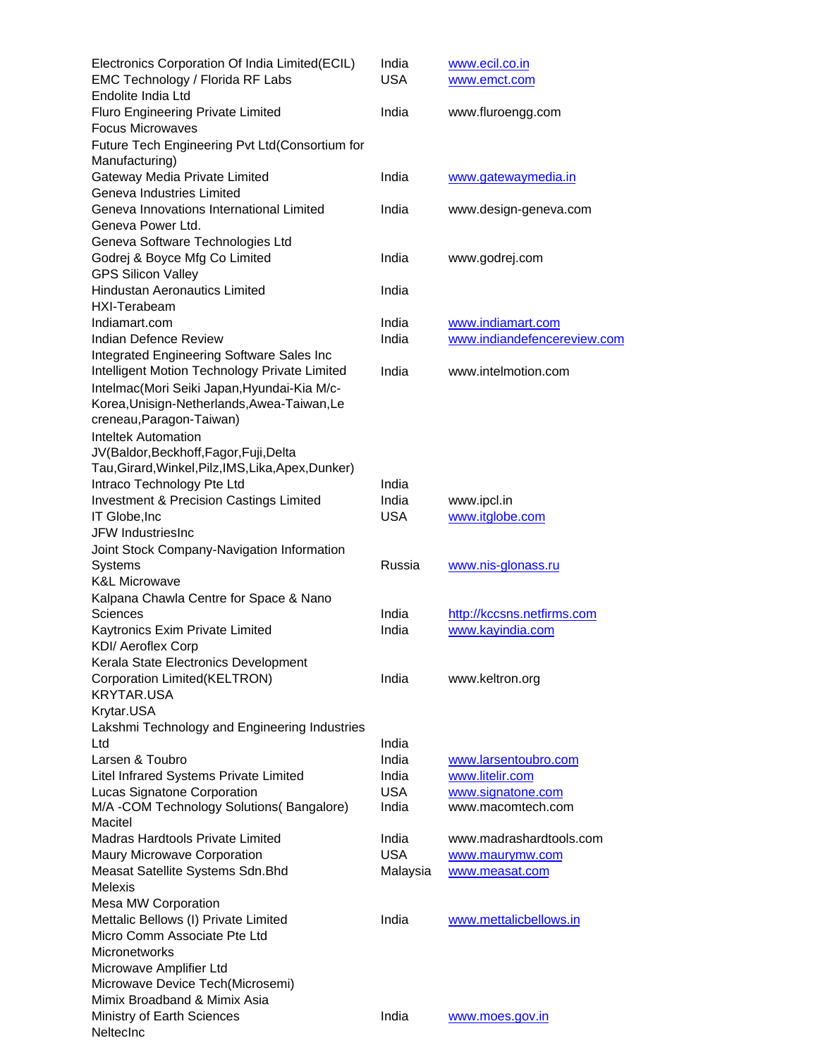| | | |
|---|---|---|
| Electronics Corporation Of India Limited(ECIL) | India | www.ecil.co.in |
| EMC Technology / Florida RF Labs | USA | www.emct.com |
| Endolite India Ltd | | |
| Fluro Engineering Private Limited | India | www.fluroengg.com |
| Focus Microwaves | | |
| Future Tech Engineering Pvt Ltd(Consortium for Manufacturing) | | |
| Gateway Media Private Limited | India | www.gatewaymedia.in |
| Geneva Industries Limited | | |
| Geneva Innovations International Limited | India | www.design-geneva.com |
| Geneva Power Ltd. | | |
| Geneva Software Technologies Ltd | | |
| Godrej & Boyce Mfg Co Limited | India | www.godrej.com |
| GPS Silicon Valley | | |
| Hindustan Aeronautics Limited | India | |
| HXI-Terabeam | | |
| Indiamart.com | India | www.indiamart.com |
| Indian Defence Review | India | www.indiandefencereview.com |
| Integrated Engineering Software Sales Inc | | |
| Intelligent Motion Technology Private Limited | India | www.intelmotion.com |
| Intelmac(Mori Seiki Japan,Hyundai-Kia M/c-Korea,Unisign-Netherlands,Awea-Taiwan,Le creneau,Paragon-Taiwan) | | |
| Inteltek Automation JV(Baldor,Beckhoff,Fagor,Fuji,Delta Tau,Girard,Winkel,Pilz,IMS,Lika,Apex,Dunker) | | |
| Intraco Technology Pte Ltd | India | |
| Investment & Precision Castings Limited | India | www.ipcl.in |
| IT Globe,Inc | USA | www.itglobe.com |
| JFW IndustriesInc | | |
| Joint Stock Company-Navigation Information Systems | Russia | www.nis-glonass.ru |
| K&L Microwave | | |
| Kalpana Chawla Centre for Space & Nano Sciences | India | http://kccsns.netfirms.com |
| Kaytronics Exim Private Limited | India | www.kayindia.com |
| KDI/ Aeroflex Corp | | |
| Kerala State Electronics Development Corporation Limited(KELTRON) | India | www.keltron.org |
| KRYTAR.USA | | |
| Krytar.USA | | |
| Lakshmi Technology and Engineering Industries Ltd | India | |
| Larsen & Toubro | India | www.larsentoubro.com |
| Litel Infrared Systems Private Limited | India | www.litelir.com |
| Lucas Signatone Corporation | USA | www.signatone.com |
| M/A -COM Technology Solutions( Bangalore) | India | www.macomtech.com |
| Macitel | | |
| Madras Hardtools Private Limited | India | www.madrashardtools.com |
| Maury Microwave Corporation | USA | www.maurymw.com |
| Measat Satellite Systems Sdn.Bhd | Malaysia | www.measat.com |
| Melexis | | |
| Mesa MW Corporation | | |
| Mettalic Bellows (I) Private Limited | India | www.mettalicbellows.in |
| Micro Comm Associate Pte Ltd | | |
| Micronetworks | | |
| Microwave Amplifier Ltd | | |
| Microwave Device Tech(Microsemi) | | |
| Mimix Broadband & Mimix Asia | | |
| Ministry of Earth Sciences | India | www.moes.gov.in |
| NeltecInc | | |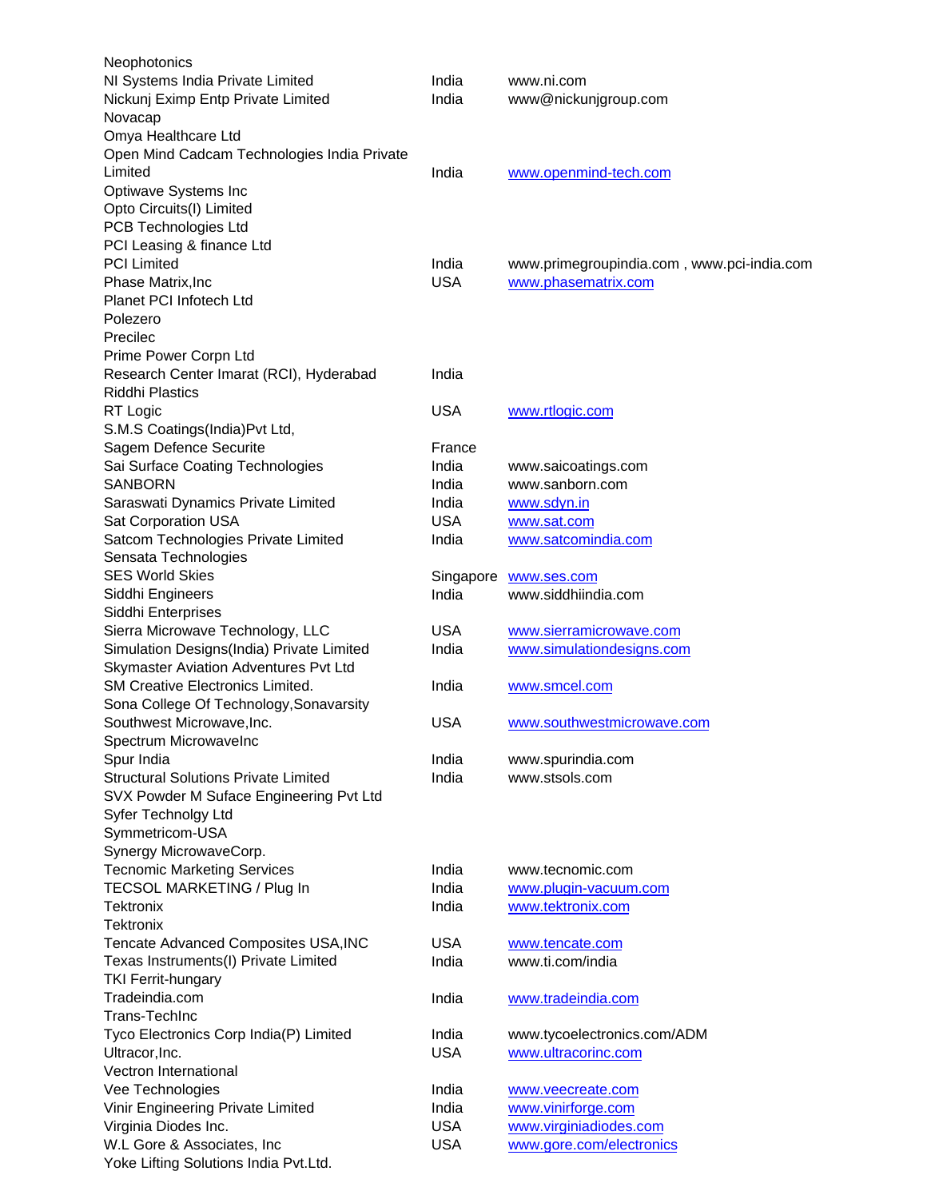| | | |
|---|---|---|
| Neophotonics | | |
| NI Systems India Private Limited | India | www.ni.com |
| Nickunj Eximp Entp Private Limited | India | www@nickunjgroup.com |
| Novacap | | |
| Omya Healthcare Ltd | | |
| Open Mind Cadcam Technologies India Private Limited | India | www.openmind-tech.com |
| Optiwave Systems Inc | | |
| Opto Circuits(I) Limited | | |
| PCB Technologies Ltd | | |
| PCI Leasing & finance Ltd | | |
| PCI Limited | India | www.primegroupindia.com , www.pci-india.com |
| Phase Matrix,Inc | USA | www.phasematrix.com |
| Planet PCI Infotech Ltd | | |
| Polezero | | |
| Precilec | | |
| Prime Power Corpn Ltd | | |
| Research Center Imarat (RCI), Hyderabad | India | |
| Riddhi Plastics | | |
| RT Logic | USA | www.rtlogic.com |
| S.M.S Coatings(India)Pvt Ltd, | | |
| Sagem Defence Securite | France | |
| Sai Surface Coating Technologies | India | www.saicoatings.com |
| SANBORN | India | www.sanborn.com |
| Saraswati Dynamics Private Limited | India | www.sdyn.in |
| Sat Corporation USA | USA | www.sat.com |
| Satcom Technologies Private Limited | India | www.satcomindia.com |
| Sensata Technologies | | |
| SES World Skies | Singapore | www.ses.com |
| Siddhi Engineers | India | www.siddhiindia.com |
| Siddhi Enterprises | | |
| Sierra Microwave Technology, LLC | USA | www.sierramicrowave.com |
| Simulation Designs(India) Private Limited | India | www.simulationdesigns.com |
| Skymaster Aviation Adventures Pvt Ltd | | |
| SM Creative Electronics Limited. | India | www.smcel.com |
| Sona College Of Technology,Sonavarsity | | |
| Southwest Microwave,Inc. | USA | www.southwestmicrowave.com |
| Spectrum MicrowaveInc | | |
| Spur India | India | www.spurindia.com |
| Structural Solutions Private Limited | India | www.stsols.com |
| SVX Powder M Suface Engineering Pvt Ltd | | |
| Syfer Technolgy Ltd | | |
| Symmetricom-USA | | |
| Synergy MicrowaveCorp. | | |
| Tecnomic Marketing Services | India | www.tecnomic.com |
| TECSOL MARKETING / Plug In | India | www.plugin-vacuum.com |
| Tektronix | India | www.tektronix.com |
| Tektronix | | |
| Tencate Advanced Composites USA,INC | USA | www.tencate.com |
| Texas Instruments(I) Private Limited | India | www.ti.com/india |
| TKI Ferrit-hungary | | |
| Tradeindia.com | India | www.tradeindia.com |
| Trans-TechInc | | |
| Tyco Electronics Corp India(P) Limited | India | www.tycoelectronics.com/ADM |
| Ultracor,Inc. | USA | www.ultracorinc.com |
| Vectron International | | |
| Vee Technologies | India | www.veecreate.com |
| Vinir Engineering Private Limited | India | www.vinirforge.com |
| Virginia Diodes Inc. | USA | www.virginiadiodes.com |
| W.L Gore & Associates, Inc | USA | www.gore.com/electronics |
| Yoke Lifting Solutions India Pvt.Ltd. | | |